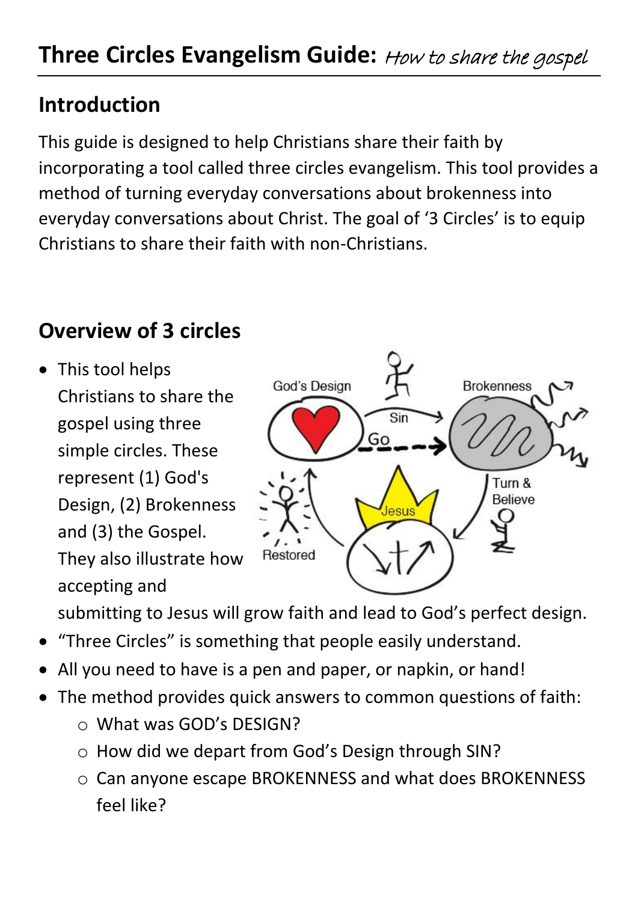# Three Circles Evangelism Guide: *How to share the gospel*

## Introduction

This guide is designed to help Christians share their faith by incorporating a tool called three circles evangelism. This tool provides a method of turning everyday conversations about brokenness into everyday conversations about Christ. The goal of '3 Circles' is to equip Christians to share their faith with non-Christians.

## Overview of 3 circles

- This tool helps Christians to share the gospel using three simple circles. These represent (1) God's Design, (2) Brokenness and (3) the Gospel. They also illustrate how accepting and submitting to Jesus will grow faith and lead to God's perfect design.
- "Three Circles" is something that people easily understand.
- All you need to have is a pen and paper, or napkin, or hand!
- The method provides quick answers to common questions of faith:
  - What was GOD's DESIGN?
  - How did we depart from God's Design through SIN?
  - Can anyone escape BROKENNESS and what does BROKENNESS feel like?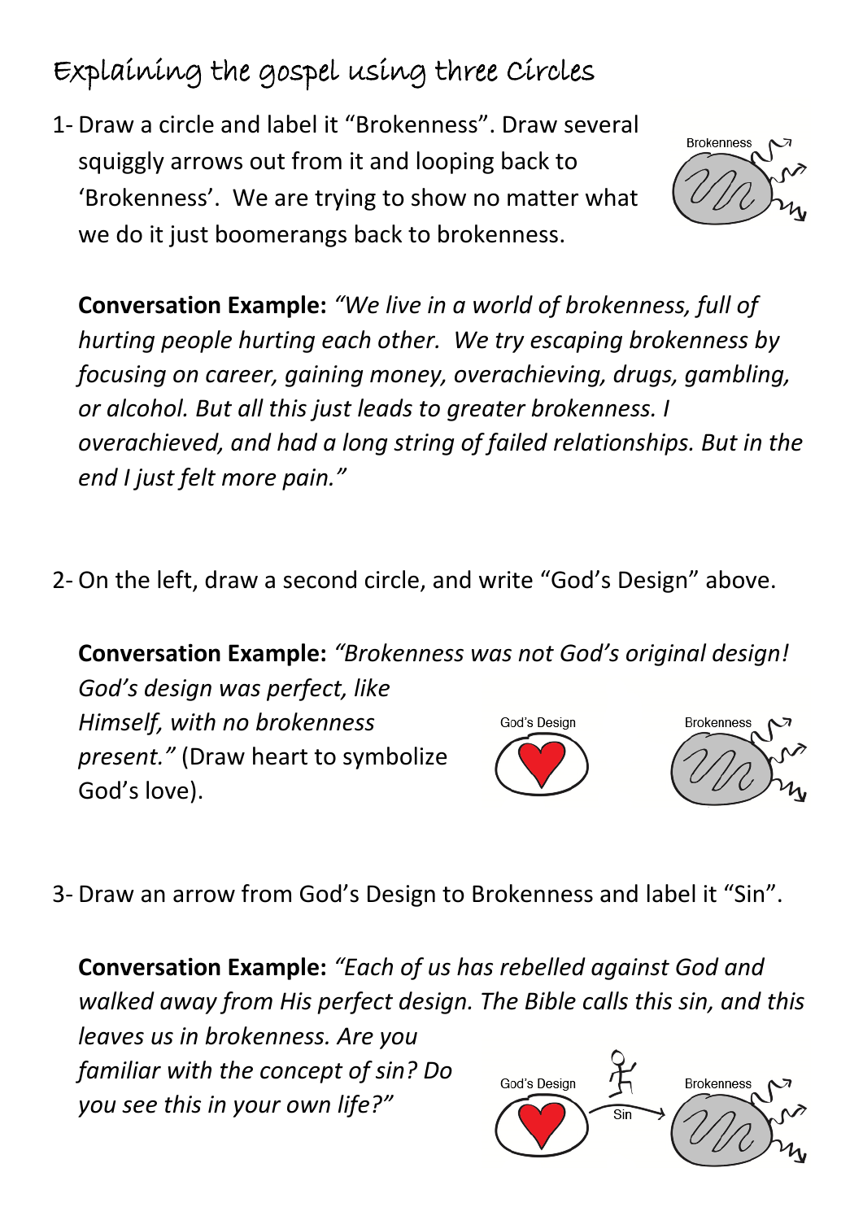# Explaining the gospel using three Circles

1- Draw a circle and label it "Brokenness". Draw several squiggly arrows out from it and looping back to 'Brokenness'. We are trying to show no matter what we do it just boomerangs back to brokenness.

**Conversation Example:** *"We live in a world of brokenness, full of hurting people hurting each other. We try escaping brokenness by focusing on career, gaining money, overachieving, drugs, gambling, or alcohol. But all this just leads to greater brokenness. I overachieved, and had a long string of failed relationships. But in the end I just felt more pain."*

2- On the left, draw a second circle, and write "God's Design" above.

**Conversation Example:** *"Brokenness was not God's original design! God's design was perfect, like Himself, with no brokenness present."* (Draw heart to symbolize God's love).

3- Draw an arrow from God's Design to Brokenness and label it "Sin".

**Conversation Example:** *"Each of us has rebelled against God and walked away from His perfect design. The Bible calls this sin, and this leaves us in brokenness. Are you familiar with the concept of sin? Do you see this in your own life?"*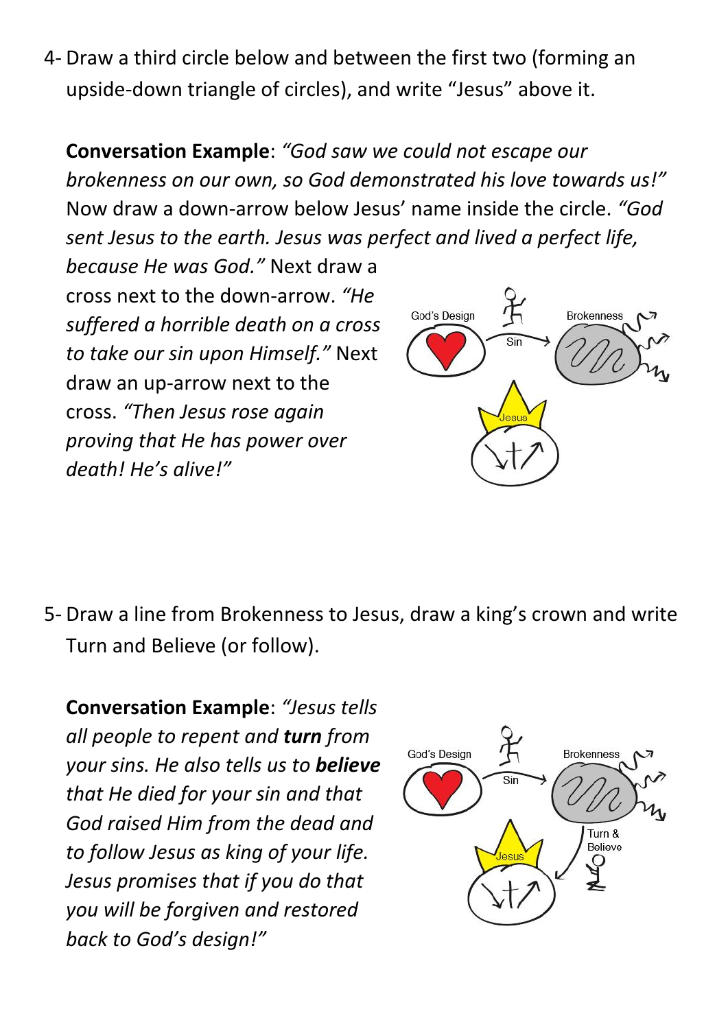4- Draw a third circle below and between the first two (forming an upside-down triangle of circles), and write "Jesus" above it.

**Conversation Example**: *"God saw we could not escape our brokenness on our own, so God demonstrated his love towards us!"* Now draw a down-arrow below Jesus' name inside the circle. *"God sent Jesus to the earth. Jesus was perfect and lived a perfect life, because He was God."* Next draw a cross next to the down-arrow. *"He suffered a horrible death on a cross to take our sin upon Himself."* Next draw an up-arrow next to the cross. *"Then Jesus rose again proving that He has power over death! He's alive!"*

5- Draw a line from Brokenness to Jesus, draw a king's crown and write Turn and Believe (or follow).

**Conversation Example**: *"Jesus tells all people to repent and **turn** from your sins. He also tells us to **believe** that He died for your sin and that God raised Him from the dead and to follow Jesus as king of your life. Jesus promises that if you do that you will be forgiven and restored back to God's design!"*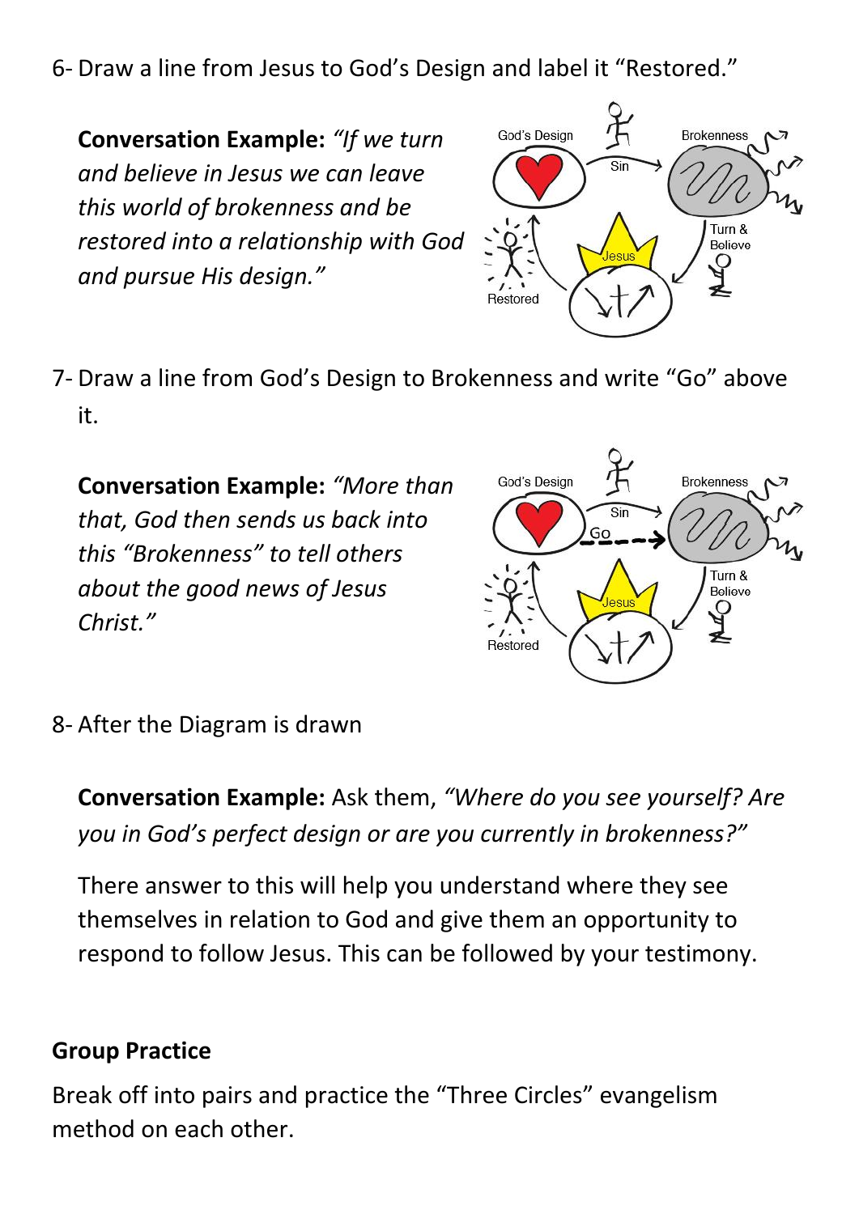6- Draw a line from Jesus to God's Design and label it "Restored."

**Conversation Example:** *"If we turn and believe in Jesus we can leave this world of brokenness and be restored into a relationship with God and pursue His design."*

God's Design
Sin
Brokenness
Turn & Believe
Jesus
Restored

7- Draw a line from God's Design to Brokenness and write "Go" above it.

**Conversation Example:** *"More than that, God then sends us back into this "Brokenness" to tell others about the good news of Jesus Christ."*

God's Design
Sin
Go
Brokenness
Turn & Believe
Jesus
Restored

8- After the Diagram is drawn

**Conversation Example:** Ask them, *"Where do you see yourself? Are you in God's perfect design or are you currently in brokenness?"*

There answer to this will help you understand where they see themselves in relation to God and give them an opportunity to respond to follow Jesus. This can be followed by your testimony.

**Group Practice**

Break off into pairs and practice the "Three Circles" evangelism method on each other.